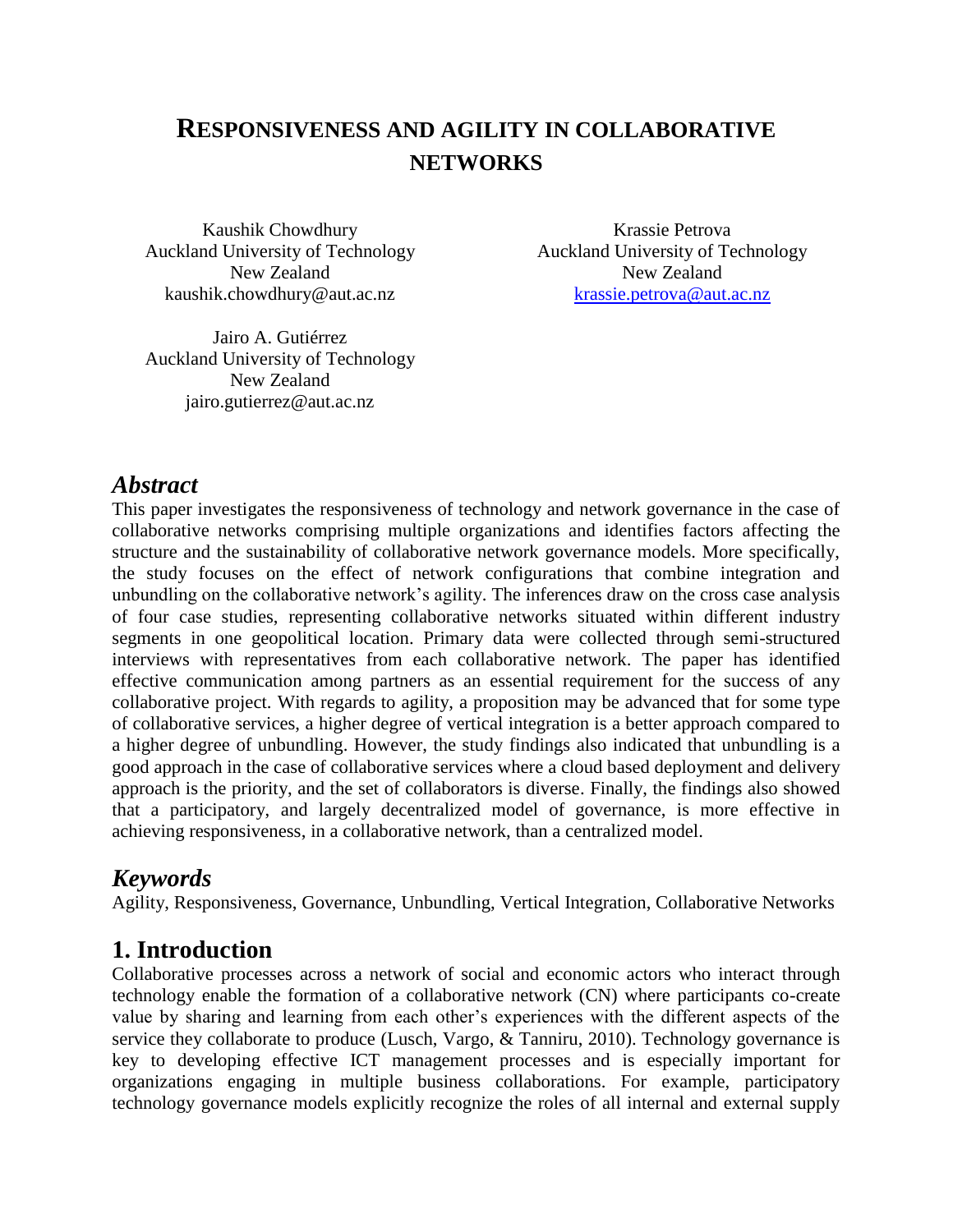# RESPONSIVENESS AND AGILITY IN COLLABORATIVE NETWORKS

Kaushik Chowdhury
Auckland University of Technology
New Zealand
kaushik.chowdhury@aut.ac.nz

Krassie Petrova
Auckland University of Technology
New Zealand
krassie.petrova@aut.ac.nz

Jairo A. Gutiérrez
Auckland University of Technology
New Zealand
jairo.gutierrez@aut.ac.nz

## *Abstract*

This paper investigates the responsiveness of technology and network governance in the case of collaborative networks comprising multiple organizations and identifies factors affecting the structure and the sustainability of collaborative network governance models. More specifically, the study focuses on the effect of network configurations that combine integration and unbundling on the collaborative network's agility. The inferences draw on the cross case analysis of four case studies, representing collaborative networks situated within different industry segments in one geopolitical location. Primary data were collected through semi-structured interviews with representatives from each collaborative network. The paper has identified effective communication among partners as an essential requirement for the success of any collaborative project. With regards to agility, a proposition may be advanced that for some type of collaborative services, a higher degree of vertical integration is a better approach compared to a higher degree of unbundling. However, the study findings also indicated that unbundling is a good approach in the case of collaborative services where a cloud based deployment and delivery approach is the priority, and the set of collaborators is diverse. Finally, the findings also showed that a participatory, and largely decentralized model of governance, is more effective in achieving responsiveness, in a collaborative network, than a centralized model.

## *Keywords*

Agility, Responsiveness, Governance, Unbundling, Vertical Integration, Collaborative Networks

## 1. Introduction

Collaborative processes across a network of social and economic actors who interact through technology enable the formation of a collaborative network (CN) where participants co-create value by sharing and learning from each other's experiences with the different aspects of the service they collaborate to produce (Lusch, Vargo, & Tanniru, 2010). Technology governance is key to developing effective ICT management processes and is especially important for organizations engaging in multiple business collaborations. For example, participatory technology governance models explicitly recognize the roles of all internal and external supply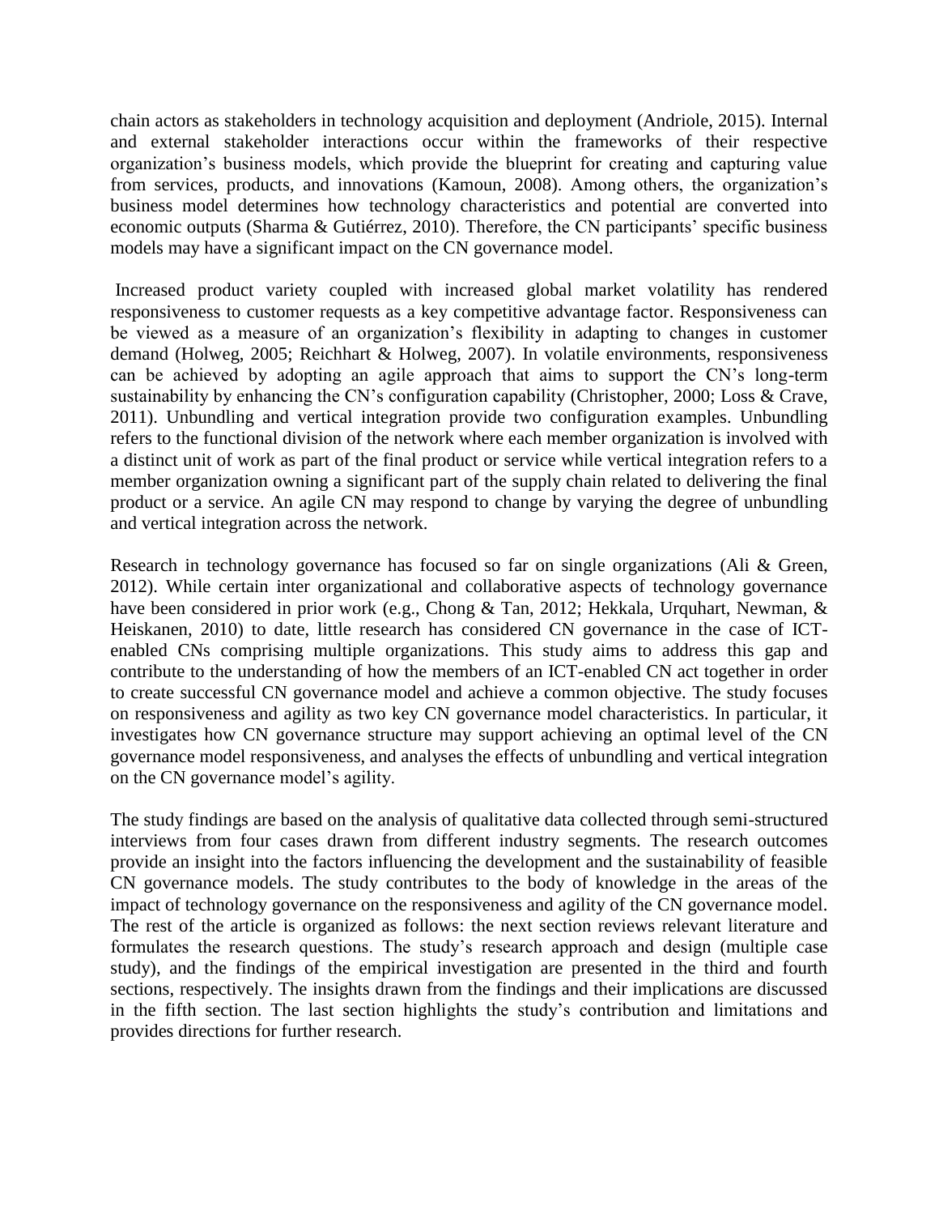chain actors as stakeholders in technology acquisition and deployment (Andriole, 2015). Internal and external stakeholder interactions occur within the frameworks of their respective organization's business models, which provide the blueprint for creating and capturing value from services, products, and innovations (Kamoun, 2008). Among others, the organization's business model determines how technology characteristics and potential are converted into economic outputs (Sharma & Gutiérrez, 2010). Therefore, the CN participants' specific business models may have a significant impact on the CN governance model.

Increased product variety coupled with increased global market volatility has rendered responsiveness to customer requests as a key competitive advantage factor. Responsiveness can be viewed as a measure of an organization's flexibility in adapting to changes in customer demand (Holweg, 2005; Reichhart & Holweg, 2007). In volatile environments, responsiveness can be achieved by adopting an agile approach that aims to support the CN's long-term sustainability by enhancing the CN's configuration capability (Christopher, 2000; Loss & Crave, 2011). Unbundling and vertical integration provide two configuration examples. Unbundling refers to the functional division of the network where each member organization is involved with a distinct unit of work as part of the final product or service while vertical integration refers to a member organization owning a significant part of the supply chain related to delivering the final product or a service. An agile CN may respond to change by varying the degree of unbundling and vertical integration across the network.

Research in technology governance has focused so far on single organizations (Ali & Green, 2012). While certain inter organizational and collaborative aspects of technology governance have been considered in prior work (e.g., Chong & Tan, 2012; Hekkala, Urquhart, Newman, & Heiskanen, 2010) to date, little research has considered CN governance in the case of ICT-enabled CNs comprising multiple organizations. This study aims to address this gap and contribute to the understanding of how the members of an ICT-enabled CN act together in order to create successful CN governance model and achieve a common objective. The study focuses on responsiveness and agility as two key CN governance model characteristics. In particular, it investigates how CN governance structure may support achieving an optimal level of the CN governance model responsiveness, and analyses the effects of unbundling and vertical integration on the CN governance model's agility.

The study findings are based on the analysis of qualitative data collected through semi-structured interviews from four cases drawn from different industry segments. The research outcomes provide an insight into the factors influencing the development and the sustainability of feasible CN governance models. The study contributes to the body of knowledge in the areas of the impact of technology governance on the responsiveness and agility of the CN governance model. The rest of the article is organized as follows: the next section reviews relevant literature and formulates the research questions. The study's research approach and design (multiple case study), and the findings of the empirical investigation are presented in the third and fourth sections, respectively. The insights drawn from the findings and their implications are discussed in the fifth section. The last section highlights the study's contribution and limitations and provides directions for further research.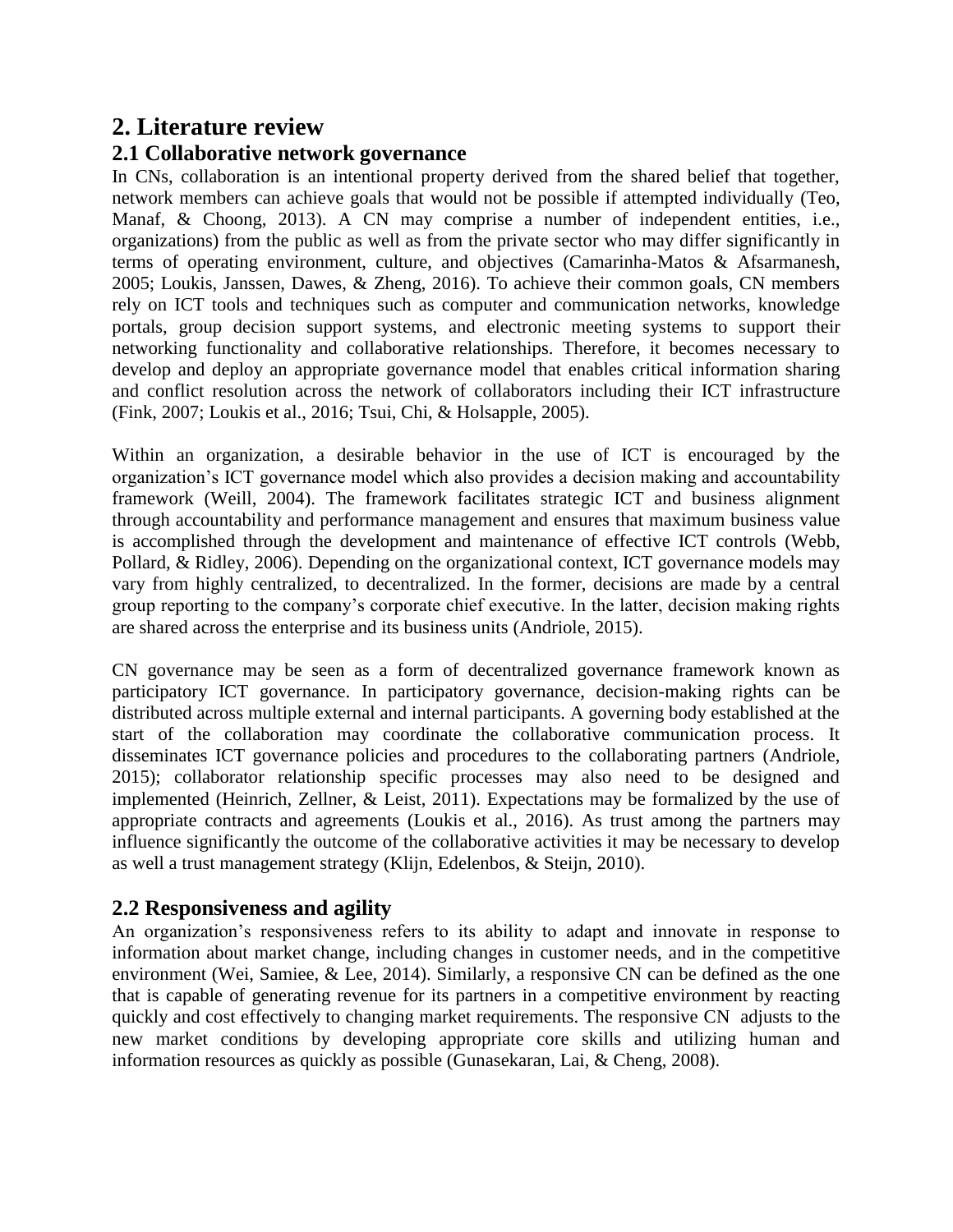## 2. Literature review

### 2.1 Collaborative network governance

In CNs, collaboration is an intentional property derived from the shared belief that together, network members can achieve goals that would not be possible if attempted individually (Teo, Manaf, & Choong, 2013). A CN may comprise a number of independent entities, i.e., organizations) from the public as well as from the private sector who may differ significantly in terms of operating environment, culture, and objectives (Camarinha-Matos & Afsarmanesh, 2005; Loukis, Janssen, Dawes, & Zheng, 2016). To achieve their common goals, CN members rely on ICT tools and techniques such as computer and communication networks, knowledge portals, group decision support systems, and electronic meeting systems to support their networking functionality and collaborative relationships. Therefore, it becomes necessary to develop and deploy an appropriate governance model that enables critical information sharing and conflict resolution across the network of collaborators including their ICT infrastructure (Fink, 2007; Loukis et al., 2016; Tsui, Chi, & Holsapple, 2005).

Within an organization, a desirable behavior in the use of ICT is encouraged by the organization's ICT governance model which also provides a decision making and accountability framework (Weill, 2004). The framework facilitates strategic ICT and business alignment through accountability and performance management and ensures that maximum business value is accomplished through the development and maintenance of effective ICT controls (Webb, Pollard, & Ridley, 2006). Depending on the organizational context, ICT governance models may vary from highly centralized, to decentralized. In the former, decisions are made by a central group reporting to the company's corporate chief executive. In the latter, decision making rights are shared across the enterprise and its business units (Andriole, 2015).

CN governance may be seen as a form of decentralized governance framework known as participatory ICT governance. In participatory governance, decision-making rights can be distributed across multiple external and internal participants. A governing body established at the start of the collaboration may coordinate the collaborative communication process. It disseminates ICT governance policies and procedures to the collaborating partners (Andriole, 2015); collaborator relationship specific processes may also need to be designed and implemented (Heinrich, Zellner, & Leist, 2011). Expectations may be formalized by the use of appropriate contracts and agreements (Loukis et al., 2016). As trust among the partners may influence significantly the outcome of the collaborative activities it may be necessary to develop as well a trust management strategy (Klijn, Edelenbos, & Steijn, 2010).

### 2.2 Responsiveness and agility

An organization's responsiveness refers to its ability to adapt and innovate in response to information about market change, including changes in customer needs, and in the competitive environment (Wei, Samiee, & Lee, 2014). Similarly, a responsive CN can be defined as the one that is capable of generating revenue for its partners in a competitive environment by reacting quickly and cost effectively to changing market requirements. The responsive CN adjusts to the new market conditions by developing appropriate core skills and utilizing human and information resources as quickly as possible (Gunasekaran, Lai, & Cheng, 2008).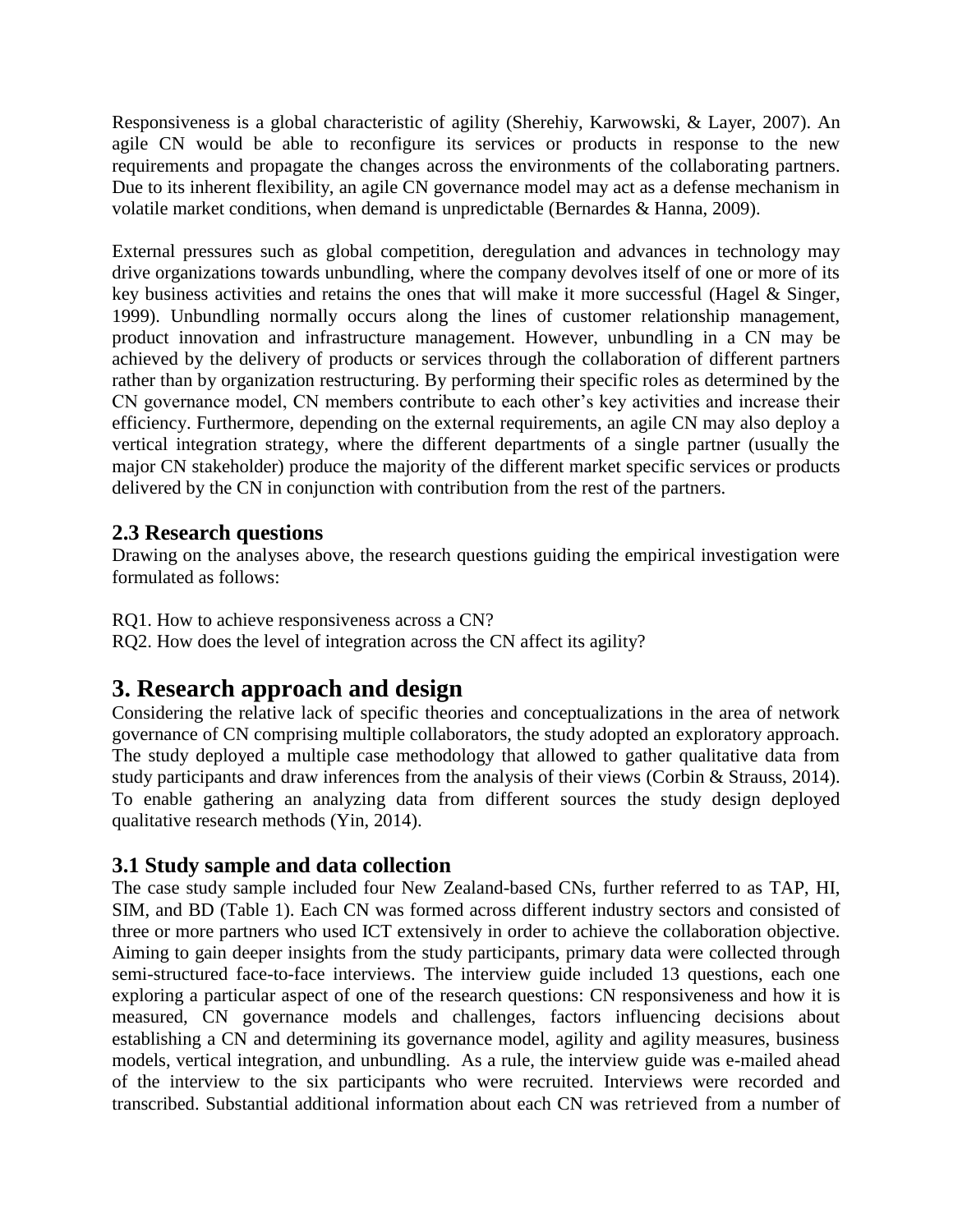Responsiveness is a global characteristic of agility (Sherehiy, Karwowski, & Layer, 2007). An agile CN would be able to reconfigure its services or products in response to the new requirements and propagate the changes across the environments of the collaborating partners. Due to its inherent flexibility, an agile CN governance model may act as a defense mechanism in volatile market conditions, when demand is unpredictable (Bernardes & Hanna, 2009).

External pressures such as global competition, deregulation and advances in technology may drive organizations towards unbundling, where the company devolves itself of one or more of its key business activities and retains the ones that will make it more successful (Hagel & Singer, 1999). Unbundling normally occurs along the lines of customer relationship management, product innovation and infrastructure management. However, unbundling in a CN may be achieved by the delivery of products or services through the collaboration of different partners rather than by organization restructuring. By performing their specific roles as determined by the CN governance model, CN members contribute to each other's key activities and increase their efficiency. Furthermore, depending on the external requirements, an agile CN may also deploy a vertical integration strategy, where the different departments of a single partner (usually the major CN stakeholder) produce the majority of the different market specific services or products delivered by the CN in conjunction with contribution from the rest of the partners.

### 2.3 Research questions

Drawing on the analyses above, the research questions guiding the empirical investigation were formulated as follows:

RQ1. How to achieve responsiveness across a CN?
RQ2. How does the level of integration across the CN affect its agility?

## 3. Research approach and design

Considering the relative lack of specific theories and conceptualizations in the area of network governance of CN comprising multiple collaborators, the study adopted an exploratory approach. The study deployed a multiple case methodology that allowed to gather qualitative data from study participants and draw inferences from the analysis of their views (Corbin & Strauss, 2014). To enable gathering an analyzing data from different sources the study design deployed qualitative research methods (Yin, 2014).

### 3.1 Study sample and data collection

The case study sample included four New Zealand-based CNs, further referred to as TAP, HI, SIM, and BD (Table 1). Each CN was formed across different industry sectors and consisted of three or more partners who used ICT extensively in order to achieve the collaboration objective. Aiming to gain deeper insights from the study participants, primary data were collected through semi-structured face-to-face interviews. The interview guide included 13 questions, each one exploring a particular aspect of one of the research questions: CN responsiveness and how it is measured, CN governance models and challenges, factors influencing decisions about establishing a CN and determining its governance model, agility and agility measures, business models, vertical integration, and unbundling. As a rule, the interview guide was e-mailed ahead of the interview to the six participants who were recruited. Interviews were recorded and transcribed. Substantial additional information about each CN was retrieved from a number of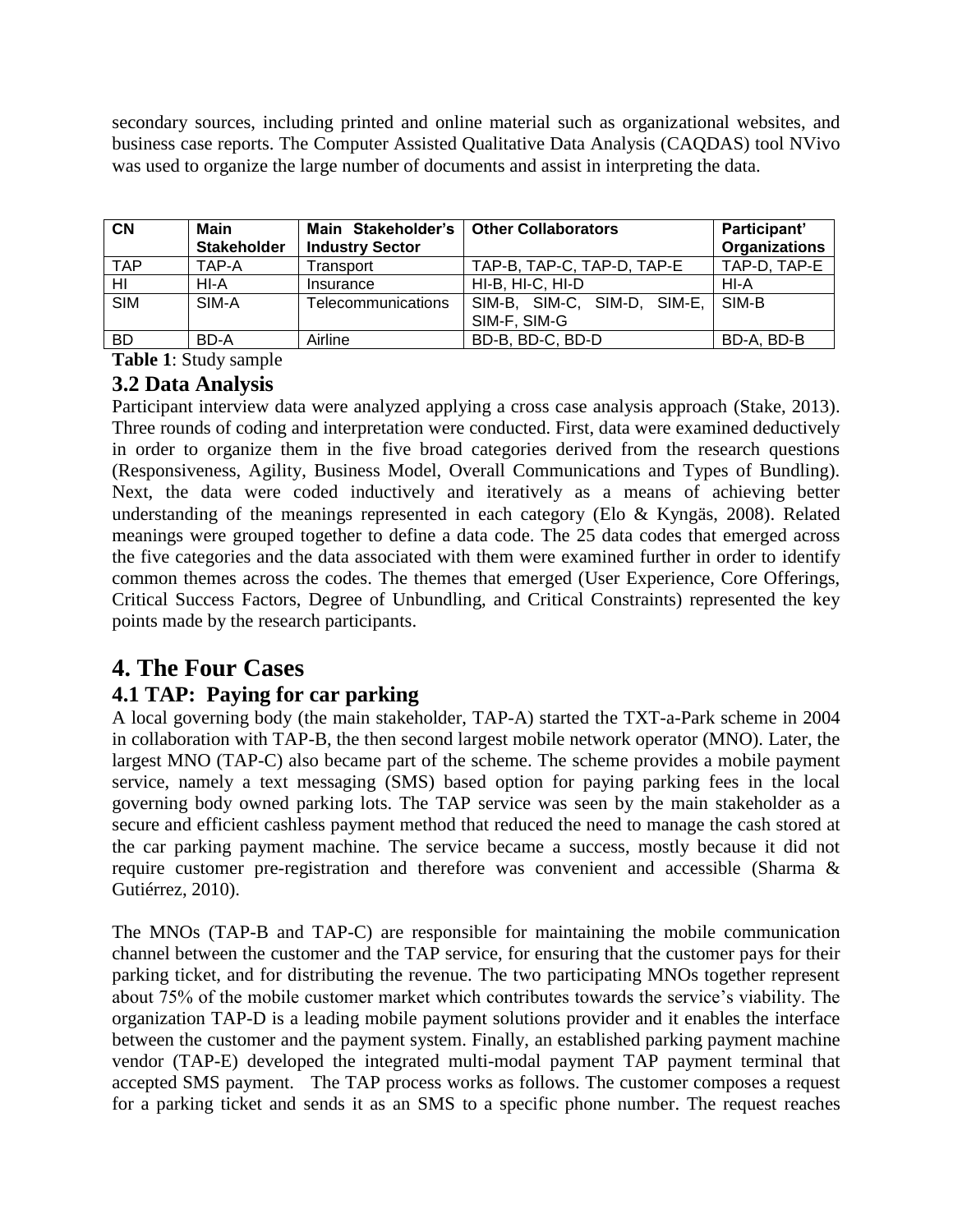secondary sources, including printed and online material such as organizational websites, and business case reports. The Computer Assisted Qualitative Data Analysis (CAQDAS) tool NVivo was used to organize the large number of documents and assist in interpreting the data.

| CN | Main Stakeholder | Main Stakeholder's Industry Sector | Other Collaborators | Participant' Organizations |
|---|---|---|---|---|
| TAP | TAP-A | Transport | TAP-B, TAP-C, TAP-D, TAP-E | TAP-D, TAP-E |
| HI | HI-A | Insurance | HI-B, HI-C, HI-D | HI-A |
| SIM | SIM-A | Telecommunications | SIM-B, SIM-C, SIM-D, SIM-E, SIM-F, SIM-G | SIM-B |
| BD | BD-A | Airline | BD-B, BD-C, BD-D | BD-A, BD-B |

**Table 1**: Study sample

### 3.2 Data Analysis

Participant interview data were analyzed applying a cross case analysis approach (Stake, 2013). Three rounds of coding and interpretation were conducted. First, data were examined deductively in order to organize them in the five broad categories derived from the research questions (Responsiveness, Agility, Business Model, Overall Communications and Types of Bundling). Next, the data were coded inductively and iteratively as a means of achieving better understanding of the meanings represented in each category (Elo & Kyngäs, 2008). Related meanings were grouped together to define a data code. The 25 data codes that emerged across the five categories and the data associated with them were examined further in order to identify common themes across the codes. The themes that emerged (User Experience, Core Offerings, Critical Success Factors, Degree of Unbundling, and Critical Constraints) represented the key points made by the research participants.

## 4. The Four Cases

### 4.1 TAP: Paying for car parking

A local governing body (the main stakeholder, TAP-A) started the TXT-a-Park scheme in 2004 in collaboration with TAP-B, the then second largest mobile network operator (MNO). Later, the largest MNO (TAP-C) also became part of the scheme. The scheme provides a mobile payment service, namely a text messaging (SMS) based option for paying parking fees in the local governing body owned parking lots. The TAP service was seen by the main stakeholder as a secure and efficient cashless payment method that reduced the need to manage the cash stored at the car parking payment machine. The service became a success, mostly because it did not require customer pre-registration and therefore was convenient and accessible (Sharma & Gutiérrez, 2010).

The MNOs (TAP-B and TAP-C) are responsible for maintaining the mobile communication channel between the customer and the TAP service, for ensuring that the customer pays for their parking ticket, and for distributing the revenue. The two participating MNOs together represent about 75% of the mobile customer market which contributes towards the service's viability. The organization TAP-D is a leading mobile payment solutions provider and it enables the interface between the customer and the payment system. Finally, an established parking payment machine vendor (TAP-E) developed the integrated multi-modal payment TAP payment terminal that accepted SMS payment. The TAP process works as follows. The customer composes a request for a parking ticket and sends it as an SMS to a specific phone number. The request reaches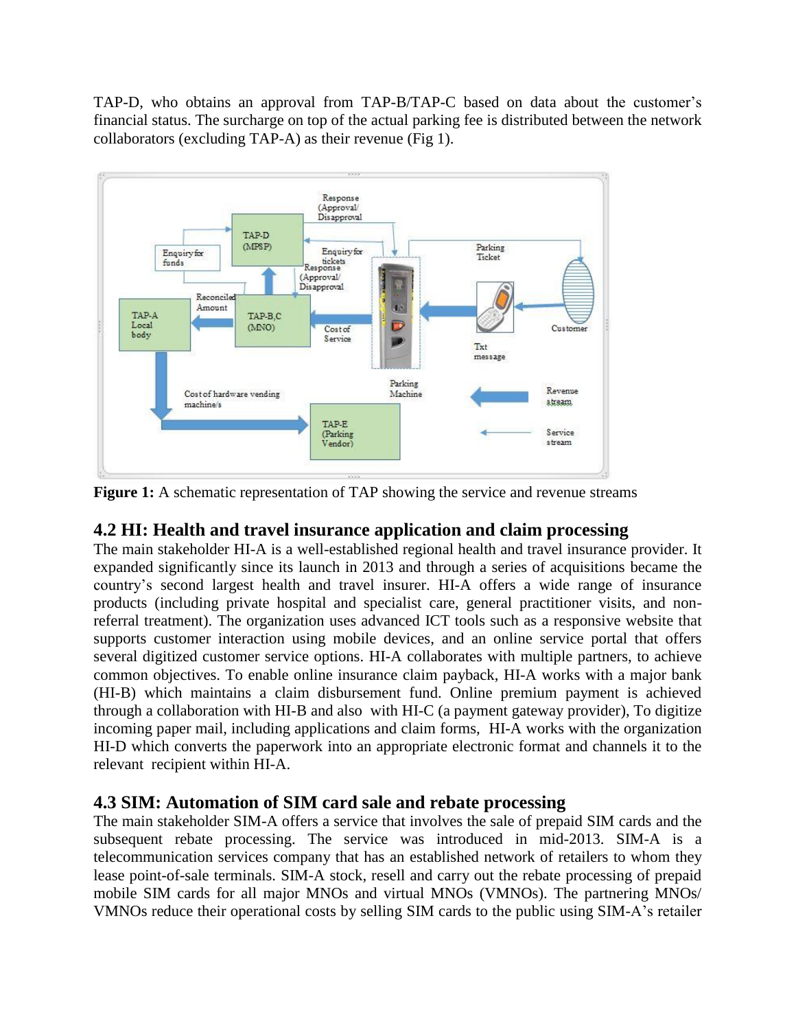TAP-D, who obtains an approval from TAP-B/TAP-C based on data about the customer's financial status. The surcharge on top of the actual parking fee is distributed between the network collaborators (excluding TAP-A) as their revenue (Fig 1).

**Figure 1:** A schematic representation of TAP showing the service and revenue streams

## 4.2 HI: Health and travel insurance application and claim processing

The main stakeholder HI-A is a well-established regional health and travel insurance provider. It expanded significantly since its launch in 2013 and through a series of acquisitions became the country's second largest health and travel insurer. HI-A offers a wide range of insurance products (including private hospital and specialist care, general practitioner visits, and non-referral treatment). The organization uses advanced ICT tools such as a responsive website that supports customer interaction using mobile devices, and an online service portal that offers several digitized customer service options. HI-A collaborates with multiple partners, to achieve common objectives. To enable online insurance claim payback, HI-A works with a major bank (HI-B) which maintains a claim disbursement fund. Online premium payment is achieved through a collaboration with HI-B and also with HI-C (a payment gateway provider), To digitize incoming paper mail, including applications and claim forms, HI-A works with the organization HI-D which converts the paperwork into an appropriate electronic format and channels it to the relevant recipient within HI-A.

## 4.3 SIM: Automation of SIM card sale and rebate processing

The main stakeholder SIM-A offers a service that involves the sale of prepaid SIM cards and the subsequent rebate processing. The service was introduced in mid-2013. SIM-A is a telecommunication services company that has an established network of retailers to whom they lease point-of-sale terminals. SIM-A stock, resell and carry out the rebate processing of prepaid mobile SIM cards for all major MNOs and virtual MNOs (VMNOs). The partnering MNOs/ VMNOs reduce their operational costs by selling SIM cards to the public using SIM-A's retailer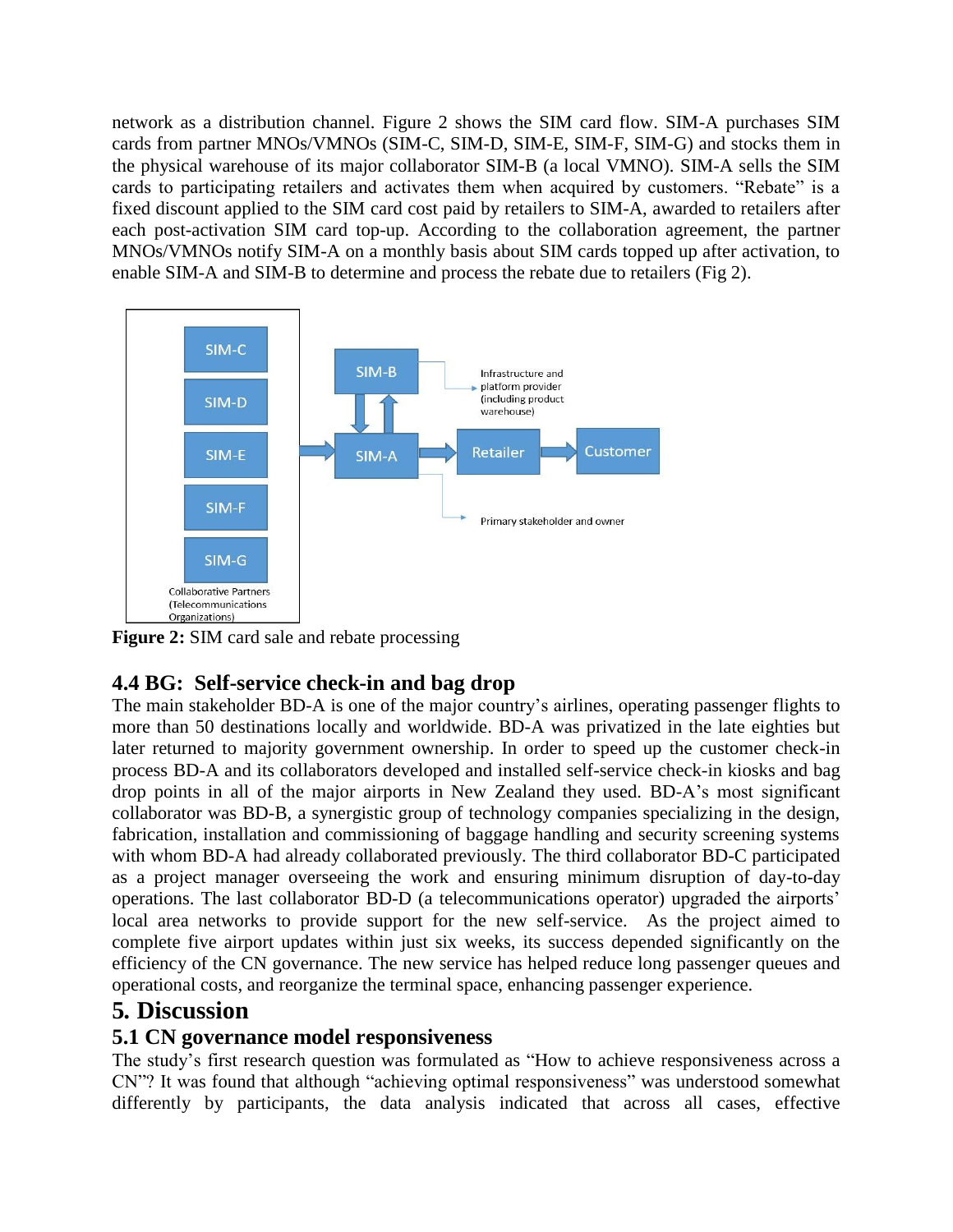network as a distribution channel. Figure 2 shows the SIM card flow. SIM-A purchases SIM cards from partner MNOs/VMNOs (SIM-C, SIM-D, SIM-E, SIM-F, SIM-G) and stocks them in the physical warehouse of its major collaborator SIM-B (a local VMNO). SIM-A sells the SIM cards to participating retailers and activates them when acquired by customers. "Rebate" is a fixed discount applied to the SIM card cost paid by retailers to SIM-A, awarded to retailers after each post-activation SIM card top-up. According to the collaboration agreement, the partner MNOs/VMNOs notify SIM-A on a monthly basis about SIM cards topped up after activation, to enable SIM-A and SIM-B to determine and process the rebate due to retailers (Fig 2).

**Figure 2:** SIM card sale and rebate processing

## 4.4 BG: Self-service check-in and bag drop

The main stakeholder BD-A is one of the major country's airlines, operating passenger flights to more than 50 destinations locally and worldwide. BD-A was privatized in the late eighties but later returned to majority government ownership. In order to speed up the customer check-in process BD-A and its collaborators developed and installed self-service check-in kiosks and bag drop points in all of the major airports in New Zealand they used. BD-A's most significant collaborator was BD-B, a synergistic group of technology companies specializing in the design, fabrication, installation and commissioning of baggage handling and security screening systems with whom BD-A had already collaborated previously. The third collaborator BD-C participated as a project manager overseeing the work and ensuring minimum disruption of day-to-day operations. The last collaborator BD-D (a telecommunications operator) upgraded the airports' local area networks to provide support for the new self-service. As the project aimed to complete five airport updates within just six weeks, its success depended significantly on the efficiency of the CN governance. The new service has helped reduce long passenger queues and operational costs, and reorganize the terminal space, enhancing passenger experience.

# 5. Discussion

## 5.1 CN governance model responsiveness

The study's first research question was formulated as "How to achieve responsiveness across a CN"? It was found that although "achieving optimal responsiveness" was understood somewhat differently by participants, the data analysis indicated that across all cases, effective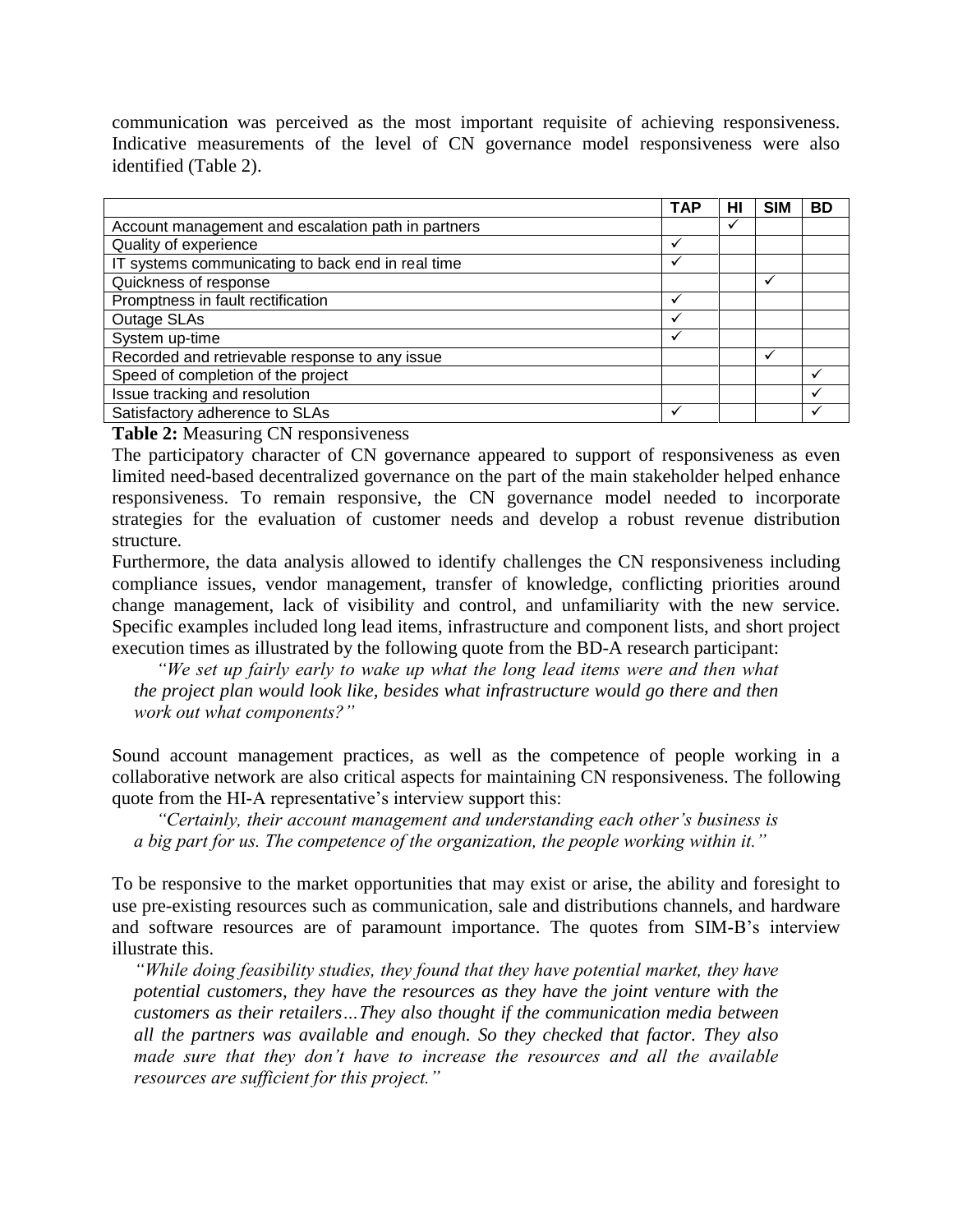communication was perceived as the most important requisite of achieving responsiveness. Indicative measurements of the level of CN governance model responsiveness were also identified (Table 2).

| | TAP | HI | SIM | BD |
|---|---|---|---|---|
| Account management and escalation path in partners | | ✓ | | |
| Quality of experience | ✓ | | | |
| IT systems communicating to back end in real time | ✓ | | | |
| Quickness of response | | | ✓ | |
| Promptness in fault rectification | ✓ | | | |
| Outage SLAs | ✓ | | | |
| System up-time | ✓ | | | |
| Recorded and retrievable response to any issue | | | ✓ | |
| Speed of completion of the project | | | | ✓ |
| Issue tracking and resolution | | | | ✓ |
| Satisfactory adherence to SLAs | ✓ | | | ✓ |

**Table 2:** Measuring CN responsiveness

The participatory character of CN governance appeared to support of responsiveness as even limited need-based decentralized governance on the part of the main stakeholder helped enhance responsiveness. To remain responsive, the CN governance model needed to incorporate strategies for the evaluation of customer needs and develop a robust revenue distribution structure.

Furthermore, the data analysis allowed to identify challenges the CN responsiveness including compliance issues, vendor management, transfer of knowledge, conflicting priorities around change management, lack of visibility and control, and unfamiliarity with the new service. Specific examples included long lead items, infrastructure and component lists, and short project execution times as illustrated by the following quote from the BD-A research participant:

> *"We set up fairly early to wake up what the long lead items were and then what the project plan would look like, besides what infrastructure would go there and then work out what components?"*

Sound account management practices, as well as the competence of people working in a collaborative network are also critical aspects for maintaining CN responsiveness. The following quote from the HI-A representative's interview support this:

> *"Certainly, their account management and understanding each other's business is a big part for us. The competence of the organization, the people working within it."*

To be responsive to the market opportunities that may exist or arise, the ability and foresight to use pre-existing resources such as communication, sale and distributions channels, and hardware and software resources are of paramount importance. The quotes from SIM-B's interview illustrate this.

> *"While doing feasibility studies, they found that they have potential market, they have potential customers, they have the resources as they have the joint venture with the customers as their retailers…They also thought if the communication media between all the partners was available and enough. So they checked that factor. They also made sure that they don't have to increase the resources and all the available resources are sufficient for this project."*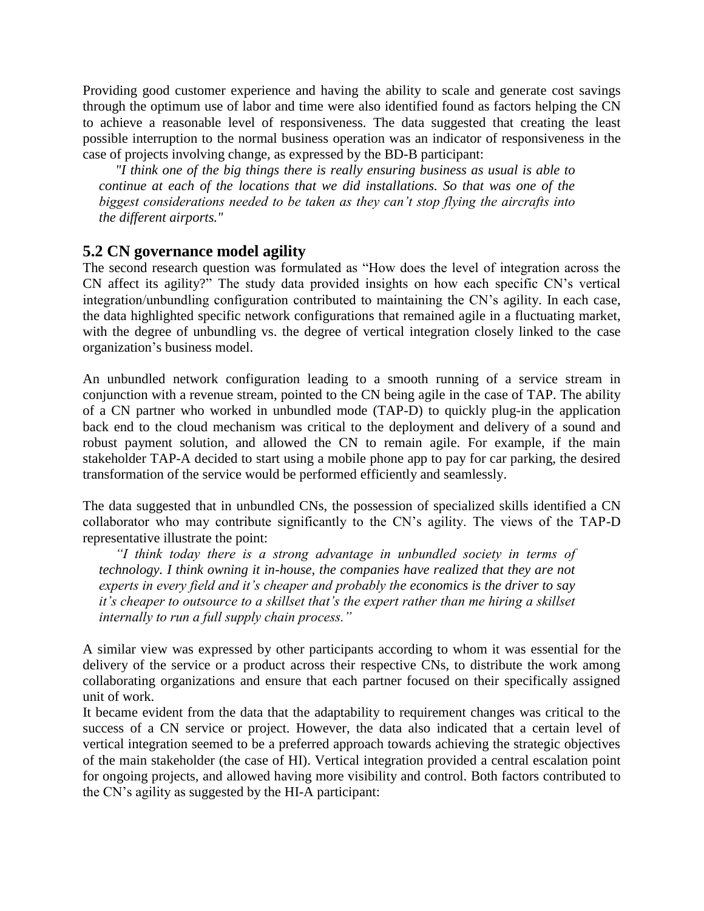Providing good customer experience and having the ability to scale and generate cost savings through the optimum use of labor and time were also identified found as factors helping the CN to achieve a reasonable level of responsiveness. The data suggested that creating the least possible interruption to the normal business operation was an indicator of responsiveness in the case of projects involving change, as expressed by the BD-B participant:

> *"I think one of the big things there is really ensuring business as usual is able to continue at each of the locations that we did installations. So that was one of the biggest considerations needed to be taken as they can't stop flying the aircrafts into the different airports."*

## 5.2 CN governance model agility

The second research question was formulated as "How does the level of integration across the CN affect its agility?" The study data provided insights on how each specific CN's vertical integration/unbundling configuration contributed to maintaining the CN's agility. In each case, the data highlighted specific network configurations that remained agile in a fluctuating market, with the degree of unbundling vs. the degree of vertical integration closely linked to the case organization's business model.

An unbundled network configuration leading to a smooth running of a service stream in conjunction with a revenue stream, pointed to the CN being agile in the case of TAP. The ability of a CN partner who worked in unbundled mode (TAP-D) to quickly plug-in the application back end to the cloud mechanism was critical to the deployment and delivery of a sound and robust payment solution, and allowed the CN to remain agile. For example, if the main stakeholder TAP-A decided to start using a mobile phone app to pay for car parking, the desired transformation of the service would be performed efficiently and seamlessly.

The data suggested that in unbundled CNs, the possession of specialized skills identified a CN collaborator who may contribute significantly to the CN's agility. The views of the TAP-D representative illustrate the point:

> *"I think today there is a strong advantage in unbundled society in terms of technology. I think owning it in-house, the companies have realized that they are not experts in every field and it's cheaper and probably the economics is the driver to say it's cheaper to outsource to a skillset that's the expert rather than me hiring a skillset internally to run a full supply chain process."*

A similar view was expressed by other participants according to whom it was essential for the delivery of the service or a product across their respective CNs, to distribute the work among collaborating organizations and ensure that each partner focused on their specifically assigned unit of work.

It became evident from the data that the adaptability to requirement changes was critical to the success of a CN service or project. However, the data also indicated that a certain level of vertical integration seemed to be a preferred approach towards achieving the strategic objectives of the main stakeholder (the case of HI). Vertical integration provided a central escalation point for ongoing projects, and allowed having more visibility and control. Both factors contributed to the CN's agility as suggested by the HI-A participant: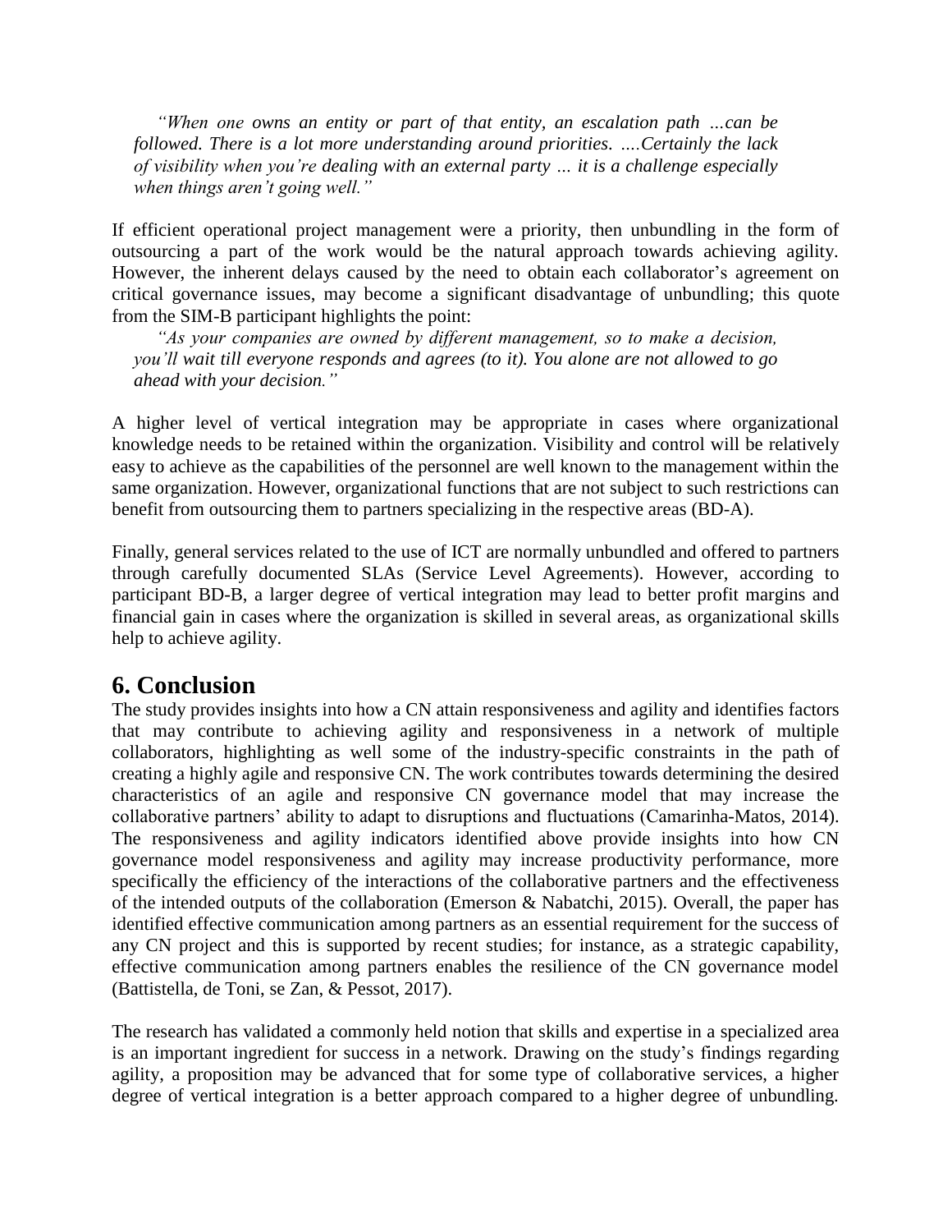> *"When one owns an entity or part of that entity, an escalation path …can be followed. There is a lot more understanding around priorities. ….Certainly the lack of visibility when you're dealing with an external party … it is a challenge especially when things aren't going well."*

If efficient operational project management were a priority, then unbundling in the form of outsourcing a part of the work would be the natural approach towards achieving agility. However, the inherent delays caused by the need to obtain each collaborator's agreement on critical governance issues, may become a significant disadvantage of unbundling; this quote from the SIM-B participant highlights the point:

> *"As your companies are owned by different management, so to make a decision, you'll wait till everyone responds and agrees (to it). You alone are not allowed to go ahead with your decision."*

A higher level of vertical integration may be appropriate in cases where organizational knowledge needs to be retained within the organization. Visibility and control will be relatively easy to achieve as the capabilities of the personnel are well known to the management within the same organization. However, organizational functions that are not subject to such restrictions can benefit from outsourcing them to partners specializing in the respective areas (BD-A).

Finally, general services related to the use of ICT are normally unbundled and offered to partners through carefully documented SLAs (Service Level Agreements). However, according to participant BD-B, a larger degree of vertical integration may lead to better profit margins and financial gain in cases where the organization is skilled in several areas, as organizational skills help to achieve agility.

## 6. Conclusion

The study provides insights into how a CN attain responsiveness and agility and identifies factors that may contribute to achieving agility and responsiveness in a network of multiple collaborators, highlighting as well some of the industry-specific constraints in the path of creating a highly agile and responsive CN. The work contributes towards determining the desired characteristics of an agile and responsive CN governance model that may increase the collaborative partners' ability to adapt to disruptions and fluctuations (Camarinha-Matos, 2014). The responsiveness and agility indicators identified above provide insights into how CN governance model responsiveness and agility may increase productivity performance, more specifically the efficiency of the interactions of the collaborative partners and the effectiveness of the intended outputs of the collaboration (Emerson & Nabatchi, 2015). Overall, the paper has identified effective communication among partners as an essential requirement for the success of any CN project and this is supported by recent studies; for instance, as a strategic capability, effective communication among partners enables the resilience of the CN governance model (Battistella, de Toni, se Zan, & Pessot, 2017).

The research has validated a commonly held notion that skills and expertise in a specialized area is an important ingredient for success in a network. Drawing on the study's findings regarding agility, a proposition may be advanced that for some type of collaborative services, a higher degree of vertical integration is a better approach compared to a higher degree of unbundling.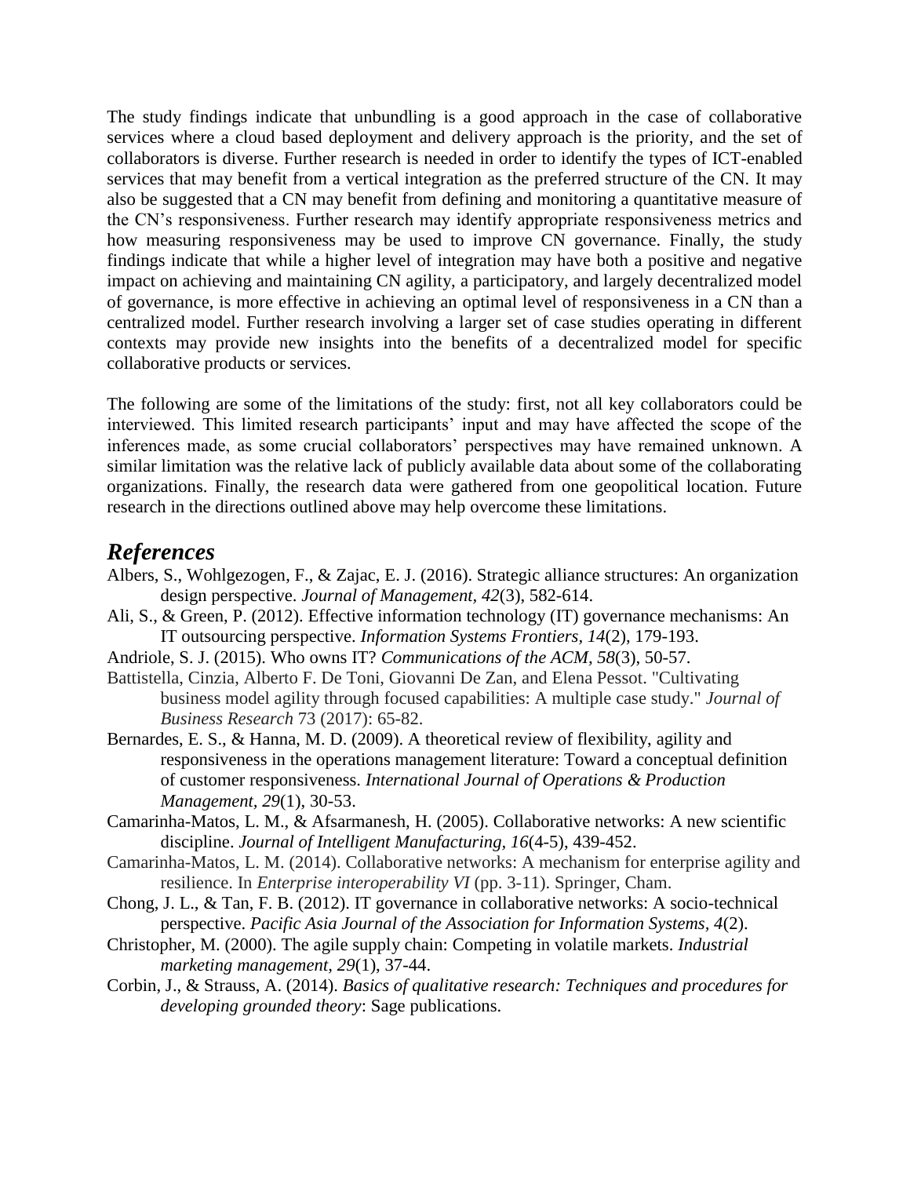The study findings indicate that unbundling is a good approach in the case of collaborative services where a cloud based deployment and delivery approach is the priority, and the set of collaborators is diverse. Further research is needed in order to identify the types of ICT-enabled services that may benefit from a vertical integration as the preferred structure of the CN. It may also be suggested that a CN may benefit from defining and monitoring a quantitative measure of the CN's responsiveness. Further research may identify appropriate responsiveness metrics and how measuring responsiveness may be used to improve CN governance. Finally, the study findings indicate that while a higher level of integration may have both a positive and negative impact on achieving and maintaining CN agility, a participatory, and largely decentralized model of governance, is more effective in achieving an optimal level of responsiveness in a CN than a centralized model. Further research involving a larger set of case studies operating in different contexts may provide new insights into the benefits of a decentralized model for specific collaborative products or services.

The following are some of the limitations of the study: first, not all key collaborators could be interviewed. This limited research participants' input and may have affected the scope of the inferences made, as some crucial collaborators' perspectives may have remained unknown. A similar limitation was the relative lack of publicly available data about some of the collaborating organizations. Finally, the research data were gathered from one geopolitical location. Future research in the directions outlined above may help overcome these limitations.

## *References*

Albers, S., Wohlgezogen, F., & Zajac, E. J. (2016). Strategic alliance structures: An organization design perspective. *Journal of Management, 42*(3), 582-614.

Ali, S., & Green, P. (2012). Effective information technology (IT) governance mechanisms: An IT outsourcing perspective. *Information Systems Frontiers, 14*(2), 179-193.

Andriole, S. J. (2015). Who owns IT? *Communications of the ACM, 58*(3), 50-57.

Battistella, Cinzia, Alberto F. De Toni, Giovanni De Zan, and Elena Pessot. "Cultivating business model agility through focused capabilities: A multiple case study." *Journal of Business Research* 73 (2017): 65-82.

Bernardes, E. S., & Hanna, M. D. (2009). A theoretical review of flexibility, agility and responsiveness in the operations management literature: Toward a conceptual definition of customer responsiveness. *International Journal of Operations & Production Management, 29*(1), 30-53.

Camarinha-Matos, L. M., & Afsarmanesh, H. (2005). Collaborative networks: A new scientific discipline. *Journal of Intelligent Manufacturing, 16*(4-5), 439-452.

Camarinha-Matos, L. M. (2014). Collaborative networks: A mechanism for enterprise agility and resilience. In *Enterprise interoperability VI* (pp. 3-11). Springer, Cham.

Chong, J. L., & Tan, F. B. (2012). IT governance in collaborative networks: A socio-technical perspective. *Pacific Asia Journal of the Association for Information Systems, 4*(2).

Christopher, M. (2000). The agile supply chain: Competing in volatile markets. *Industrial marketing management, 29*(1), 37-44.

Corbin, J., & Strauss, A. (2014). *Basics of qualitative research: Techniques and procedures for developing grounded theory*: Sage publications.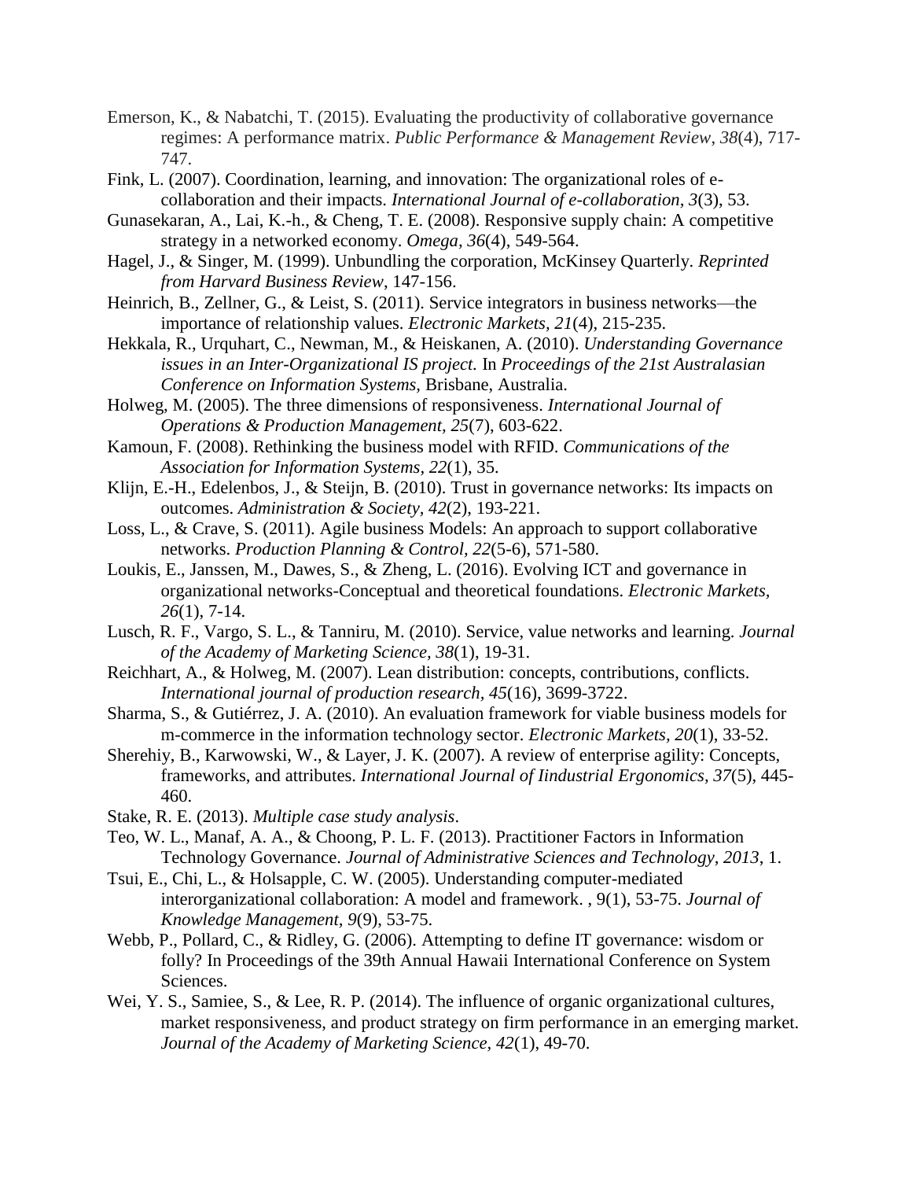Emerson, K., & Nabatchi, T. (2015). Evaluating the productivity of collaborative governance regimes: A performance matrix. *Public Performance & Management Review*, *38*(4), 717-747.

Fink, L. (2007). Coordination, learning, and innovation: The organizational roles of e-collaboration and their impacts. *International Journal of e-collaboration*, *3*(3), 53.

Gunasekaran, A., Lai, K.-h., & Cheng, T. E. (2008). Responsive supply chain: A competitive strategy in a networked economy. *Omega, 36*(4), 549-564.

Hagel, J., & Singer, M. (1999). Unbundling the corporation, McKinsey Quarterly. *Reprinted from Harvard Business Review*, 147-156.

Heinrich, B., Zellner, G., & Leist, S. (2011). Service integrators in business networks—the importance of relationship values. *Electronic Markets, 21*(4), 215-235.

Hekkala, R., Urquhart, C., Newman, M., & Heiskanen, A. (2010). *Understanding Governance issues in an Inter-Organizational IS project.* In *Proceedings of the 21st Australasian Conference on Information Systems,* Brisbane, Australia.

Holweg, M. (2005). The three dimensions of responsiveness. *International Journal of Operations & Production Management, 25*(7), 603-622.

Kamoun, F. (2008). Rethinking the business model with RFID. *Communications of the Association for Information Systems*, *22*(1), 35.

Klijn, E.-H., Edelenbos, J., & Steijn, B. (2010). Trust in governance networks: Its impacts on outcomes. *Administration & Society, 42*(2), 193-221.

Loss, L., & Crave, S. (2011). Agile business Models: An approach to support collaborative networks. *Production Planning & Control, 22*(5-6), 571-580.

Loukis, E., Janssen, M., Dawes, S., & Zheng, L. (2016). Evolving ICT and governance in organizational networks-Conceptual and theoretical foundations. *Electronic Markets, 26*(1), 7-14.

Lusch, R. F., Vargo, S. L., & Tanniru, M. (2010). Service, value networks and learning. *Journal of the Academy of Marketing Science, 38*(1), 19-31.

Reichhart, A., & Holweg, M. (2007). Lean distribution: concepts, contributions, conflicts. *International journal of production research*, *45*(16), 3699-3722.

Sharma, S., & Gutiérrez, J. A. (2010). An evaluation framework for viable business models for m-commerce in the information technology sector. *Electronic Markets, 20*(1), 33-52.

Sherehiy, B., Karwowski, W., & Layer, J. K. (2007). A review of enterprise agility: Concepts, frameworks, and attributes. *International Journal of Iindustrial Ergonomics*, *37*(5), 445-460.

Stake, R. E. (2013). *Multiple case study analysis*.

Teo, W. L., Manaf, A. A., & Choong, P. L. F. (2013). Practitioner Factors in Information Technology Governance. *Journal of Administrative Sciences and Technology, 2013*, 1.

Tsui, E., Chi, L., & Holsapple, C. W. (2005). Understanding computer-mediated interorganizational collaboration: A model and framework. , 9(1), 53-75. *Journal of Knowledge Management, 9*(9), 53-75.

Webb, P., Pollard, C., & Ridley, G. (2006). Attempting to define IT governance: wisdom or folly? In Proceedings of the 39th Annual Hawaii International Conference on System Sciences.

Wei, Y. S., Samiee, S., & Lee, R. P. (2014). The influence of organic organizational cultures, market responsiveness, and product strategy on firm performance in an emerging market. *Journal of the Academy of Marketing Science, 42*(1), 49-70.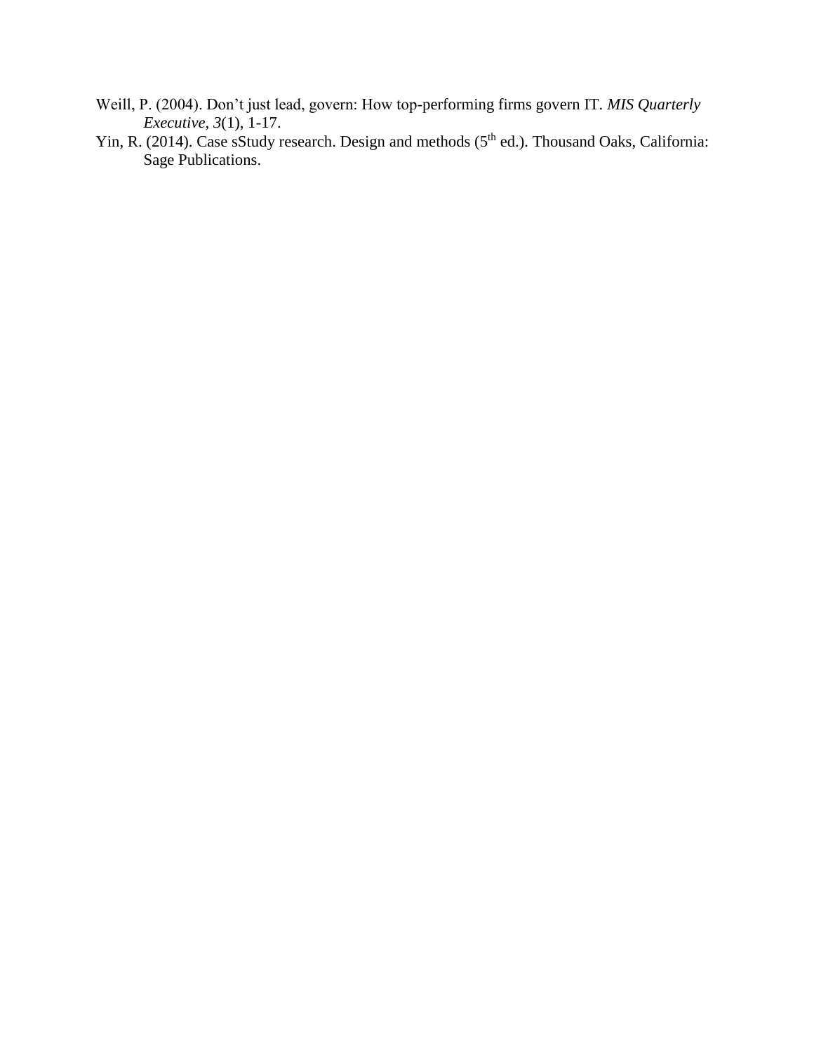Weill, P. (2004). Don't just lead, govern: How top-performing firms govern IT. *MIS Quarterly Executive*, *3*(1), 1-17.

Yin, R. (2014). Case sStudy research. Design and methods (5th ed.). Thousand Oaks, California: Sage Publications.